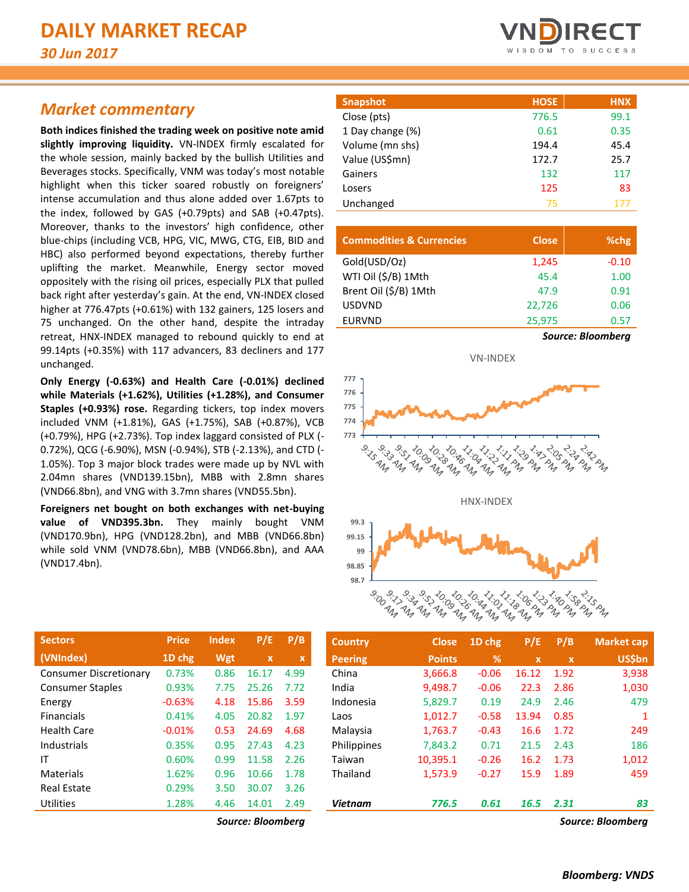# DAILY MARKET RECAP

*30 Jun 2017*

## *Market commentary*

**Both indices finished the trading week on positive note amid slightly improving liquidity.** VN-INDEX firmly escalated for the whole session, mainly backed by the bullish Utilities and Beverages stocks. Specifically, VNM was today's most notable highlight when this ticker soared robustly on foreigners' intense accumulation and thus alone added over 1.67pts to the index, followed by GAS (+0.79pts) and SAB (+0.47pts). Moreover, thanks to the investors' high confidence, other blue-chips (including VCB, HPG, VIC, MWG, CTG, EIB, BID and HBC) also performed beyond expectations, thereby further uplifting the market. Meanwhile, Energy sector moved oppositely with the rising oil prices, especially PLX that pulled back right after yesterday's gain. At the end, VN-INDEX closed higher at 776.47pts (+0.61%) with 132 gainers, 125 losers and 75 unchanged. On the other hand, despite the intraday retreat, HNX-INDEX managed to rebound quickly to end at 99.14pts (+0.35%) with 117 advancers, 83 decliners and 177 unchanged.

**Only Energy (-0.63%) and Health Care (-0.01%) declined while Materials (+1.62%), Utilities (+1.28%), and Consumer Staples (+0.93%) rose.** Regarding tickers, top index movers included VNM (+1.81%), GAS (+1.75%), SAB (+0.87%), VCB (+0.79%), HPG (+2.73%). Top index laggard consisted of PLX (-0.72%), QCG (-6.90%), MSN (-0.94%), STB (-2.13%), and CTD (-1.05%). Top 3 major block trades were made up by NVL with 2.04mn shares (VND139.15bn), MBB with 2.8mn shares (VND66.8bn), and VNG with 3.7mn shares (VND55.5bn).

**Foreigners net bought on both exchanges with net-buying value of VND395.3bn.** They mainly bought VNM (VND170.9bn), HPG (VND128.2bn), and MBB (VND66.8bn) while sold VNM (VND78.6bn), MBB (VND66.8bn), and AAA (VND17.4bn).

| Snapshot | HOSE | HNX |
|---|---|---|
| Close (pts) | 776.5 | 99.1 |
| 1 Day change (%) | 0.61 | 0.35 |
| Volume (mn shs) | 194.4 | 45.4 |
| Value (US$mn) | 172.7 | 25.7 |
| Gainers | 132 | 117 |
| Losers | 125 | 83 |
| Unchanged | 75 | 177 |

| Commodities & Currencies | Close | %chg |
|---|---|---|
| Gold(USD/Oz) | 1,245 | -0.10 |
| WTI Oil ($/B) 1Mth | 45.4 | 1.00 |
| Brent Oil ($/B) 1Mth | 47.9 | 0.91 |
| USDVND | 22,726 | 0.06 |
| EURVND | 25,975 | 0.57 |

*Source: Bloomberg*

| Sectors (VNIndex) | Price 1D chg | Index Wgt | P/E x | P/B x |
|---|---|---|---|---|
| Consumer Discretionary | 0.73% | 0.86 | 16.17 | 4.99 |
| Consumer Staples | 0.93% | 7.75 | 25.26 | 7.72 |
| Energy | -0.63% | 4.18 | 15.86 | 3.59 |
| Financials | 0.41% | 4.05 | 20.82 | 1.97 |
| Health Care | -0.01% | 0.53 | 24.69 | 4.68 |
| Industrials | 0.35% | 0.95 | 27.43 | 4.23 |
| IT | 0.60% | 0.99 | 11.58 | 2.26 |
| Materials | 1.62% | 0.96 | 10.66 | 1.78 |
| Real Estate | 0.29% | 3.50 | 30.07 | 3.26 |
| Utilities | 1.28% | 4.46 | 14.01 | 2.49 |

*Source: Bloomberg*

| Country Peering | Close Points | 1D chg % | P/E x | P/B x | Market cap US$bn |
|---|---|---|---|---|---|
| China | 3,666.8 | -0.06 | 16.12 | 1.92 | 3,938 |
| India | 9,498.7 | -0.06 | 22.3 | 2.86 | 1,030 |
| Indonesia | 5,829.7 | 0.19 | 24.9 | 2.46 | 479 |
| Laos | 1,012.7 | -0.58 | 13.94 | 0.85 | 1 |
| Malaysia | 1,763.7 | -0.43 | 16.6 | 1.72 | 249 |
| Philippines | 7,843.2 | 0.71 | 21.5 | 2.43 | 186 |
| Taiwan | 10,395.1 | -0.26 | 16.2 | 1.73 | 1,012 |
| Thailand | 1,573.9 | -0.27 | 15.9 | 1.89 | 459 |
| ***Vietnam*** | ***776.5*** | ***0.61*** | ***16.5*** | ***2.31*** | ***83*** |

*Source: Bloomberg*

***Bloomberg: VNDS***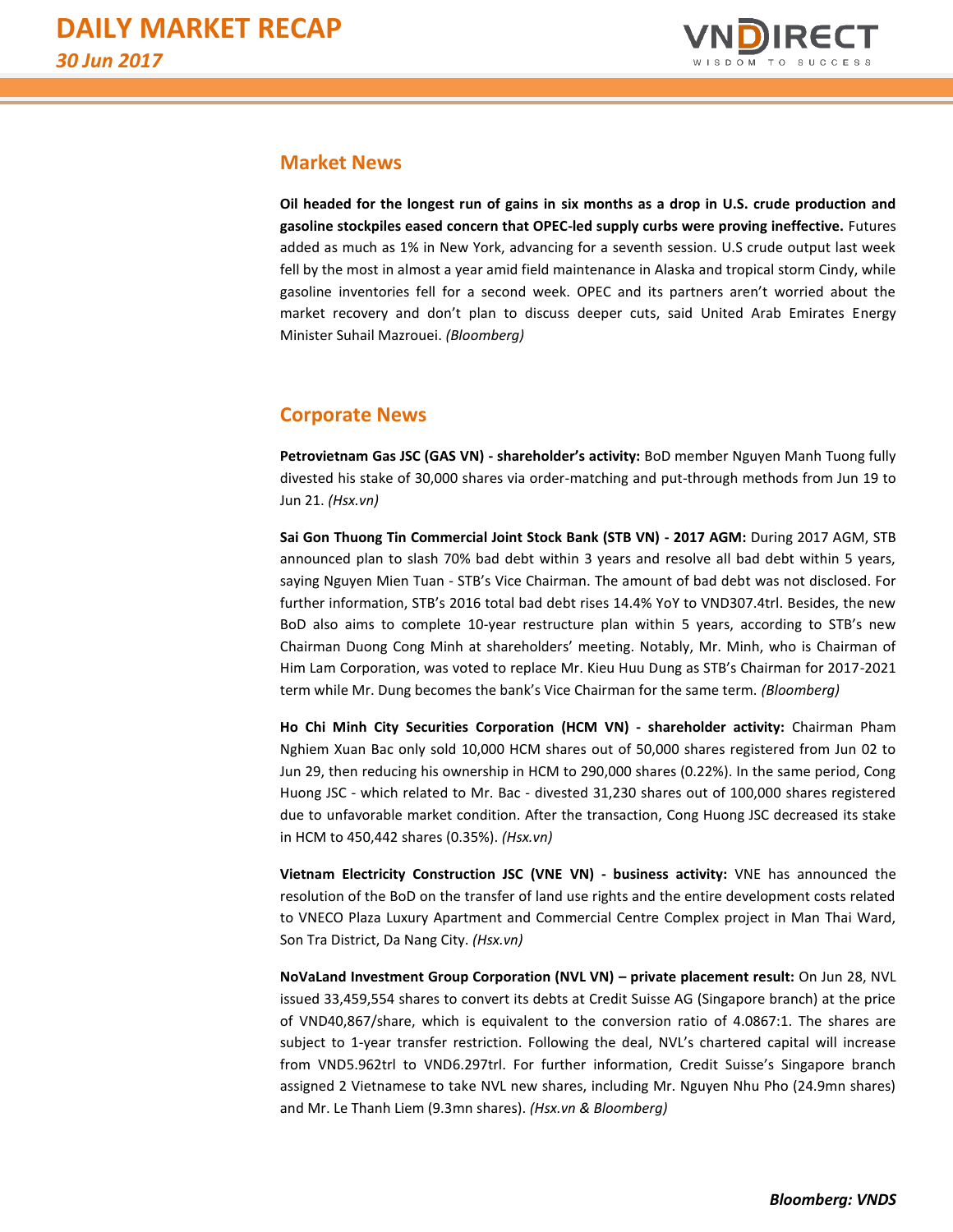## Market News

**Oil headed for the longest run of gains in six months as a drop in U.S. crude production and gasoline stockpiles eased concern that OPEC-led supply curbs were proving ineffective.** Futures added as much as 1% in New York, advancing for a seventh session. U.S crude output last week fell by the most in almost a year amid field maintenance in Alaska and tropical storm Cindy, while gasoline inventories fell for a second week. OPEC and its partners aren't worried about the market recovery and don't plan to discuss deeper cuts, said United Arab Emirates Energy Minister Suhail Mazrouei. *(Bloomberg)*

## Corporate News

**Petrovietnam Gas JSC (GAS VN) - shareholder's activity:** BoD member Nguyen Manh Tuong fully divested his stake of 30,000 shares via order-matching and put-through methods from Jun 19 to Jun 21. *(Hsx.vn)*

**Sai Gon Thuong Tin Commercial Joint Stock Bank (STB VN) - 2017 AGM:** During 2017 AGM, STB announced plan to slash 70% bad debt within 3 years and resolve all bad debt within 5 years, saying Nguyen Mien Tuan - STB's Vice Chairman. The amount of bad debt was not disclosed. For further information, STB's 2016 total bad debt rises 14.4% YoY to VND307.4trl. Besides, the new BoD also aims to complete 10-year restructure plan within 5 years, according to STB's new Chairman Duong Cong Minh at shareholders' meeting. Notably, Mr. Minh, who is Chairman of Him Lam Corporation, was voted to replace Mr. Kieu Huu Dung as STB's Chairman for 2017-2021 term while Mr. Dung becomes the bank's Vice Chairman for the same term. *(Bloomberg)*

**Ho Chi Minh City Securities Corporation (HCM VN) - shareholder activity:** Chairman Pham Nghiem Xuan Bac only sold 10,000 HCM shares out of 50,000 shares registered from Jun 02 to Jun 29, then reducing his ownership in HCM to 290,000 shares (0.22%). In the same period, Cong Huong JSC - which related to Mr. Bac - divested 31,230 shares out of 100,000 shares registered due to unfavorable market condition. After the transaction, Cong Huong JSC decreased its stake in HCM to 450,442 shares (0.35%). *(Hsx.vn)*

**Vietnam Electricity Construction JSC (VNE VN) - business activity:** VNE has announced the resolution of the BoD on the transfer of land use rights and the entire development costs related to VNECO Plaza Luxury Apartment and Commercial Centre Complex project in Man Thai Ward, Son Tra District, Da Nang City. *(Hsx.vn)*

**NoVaLand Investment Group Corporation (NVL VN) – private placement result:** On Jun 28, NVL issued 33,459,554 shares to convert its debts at Credit Suisse AG (Singapore branch) at the price of VND40,867/share, which is equivalent to the conversion ratio of 4.0867:1. The shares are subject to 1-year transfer restriction. Following the deal, NVL's chartered capital will increase from VND5.962trl to VND6.297trl. For further information, Credit Suisse's Singapore branch assigned 2 Vietnamese to take NVL new shares, including Mr. Nguyen Nhu Pho (24.9mn shares) and Mr. Le Thanh Liem (9.3mn shares). *(Hsx.vn & Bloomberg)*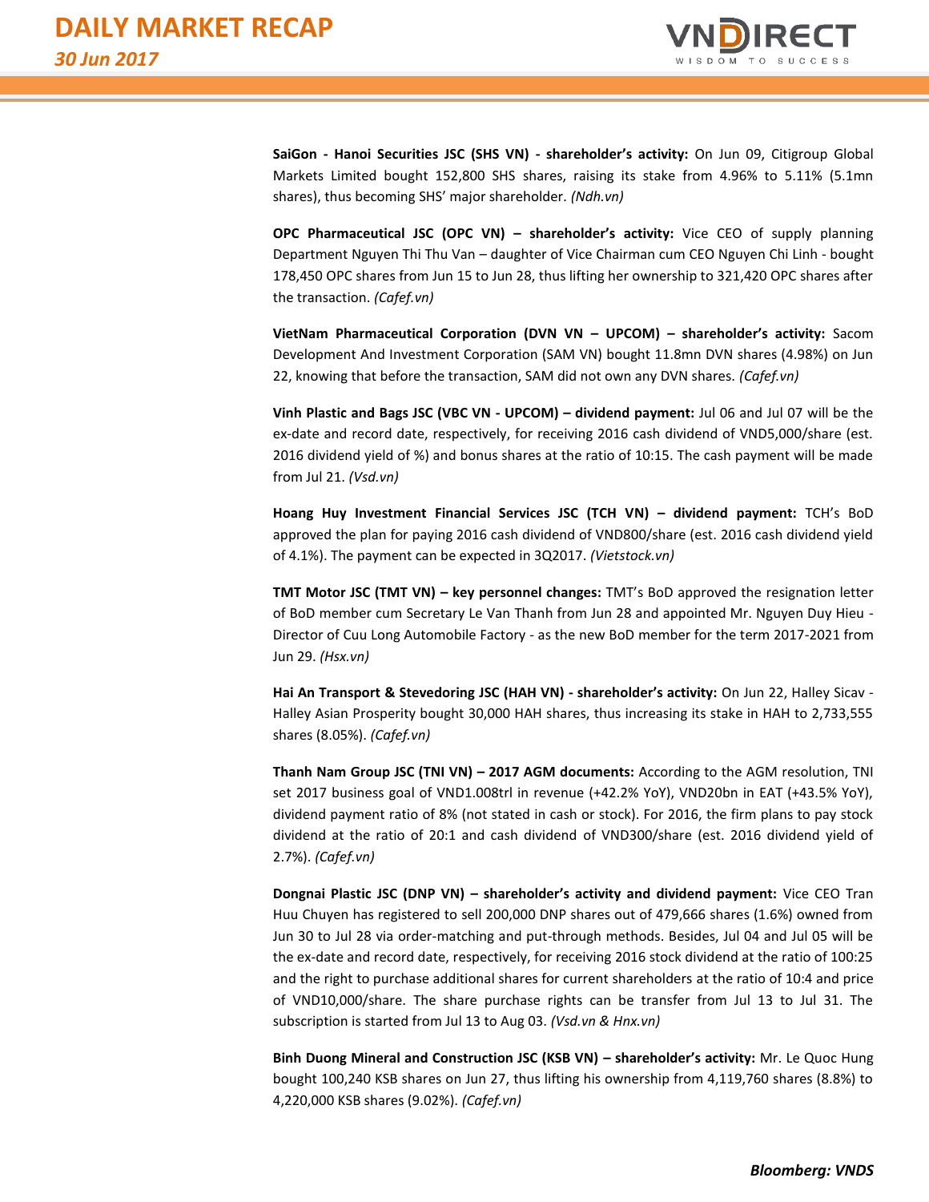**SaiGon - Hanoi Securities JSC (SHS VN) - shareholder's activity:** On Jun 09, Citigroup Global Markets Limited bought 152,800 SHS shares, raising its stake from 4.96% to 5.11% (5.1mn shares), thus becoming SHS' major shareholder. *(Ndh.vn)*

**OPC Pharmaceutical JSC (OPC VN) – shareholder's activity:** Vice CEO of supply planning Department Nguyen Thi Thu Van – daughter of Vice Chairman cum CEO Nguyen Chi Linh - bought 178,450 OPC shares from Jun 15 to Jun 28, thus lifting her ownership to 321,420 OPC shares after the transaction. *(Cafef.vn)*

**VietNam Pharmaceutical Corporation (DVN VN – UPCOM) – shareholder's activity:** Sacom Development And Investment Corporation (SAM VN) bought 11.8mn DVN shares (4.98%) on Jun 22, knowing that before the transaction, SAM did not own any DVN shares. *(Cafef.vn)*

**Vinh Plastic and Bags JSC (VBC VN - UPCOM) – dividend payment:** Jul 06 and Jul 07 will be the ex-date and record date, respectively, for receiving 2016 cash dividend of VND5,000/share (est. 2016 dividend yield of %) and bonus shares at the ratio of 10:15. The cash payment will be made from Jul 21. *(Vsd.vn)*

**Hoang Huy Investment Financial Services JSC (TCH VN) – dividend payment:** TCH's BoD approved the plan for paying 2016 cash dividend of VND800/share (est. 2016 cash dividend yield of 4.1%). The payment can be expected in 3Q2017. *(Vietstock.vn)*

**TMT Motor JSC (TMT VN) – key personnel changes:** TMT's BoD approved the resignation letter of BoD member cum Secretary Le Van Thanh from Jun 28 and appointed Mr. Nguyen Duy Hieu - Director of Cuu Long Automobile Factory - as the new BoD member for the term 2017-2021 from Jun 29. *(Hsx.vn)*

**Hai An Transport & Stevedoring JSC (HAH VN) - shareholder's activity:** On Jun 22, Halley Sicav - Halley Asian Prosperity bought 30,000 HAH shares, thus increasing its stake in HAH to 2,733,555 shares (8.05%). *(Cafef.vn)*

**Thanh Nam Group JSC (TNI VN) – 2017 AGM documents:** According to the AGM resolution, TNI set 2017 business goal of VND1.008trl in revenue (+42.2% YoY), VND20bn in EAT (+43.5% YoY), dividend payment ratio of 8% (not stated in cash or stock). For 2016, the firm plans to pay stock dividend at the ratio of 20:1 and cash dividend of VND300/share (est. 2016 dividend yield of 2.7%). *(Cafef.vn)*

**Dongnai Plastic JSC (DNP VN) – shareholder's activity and dividend payment:** Vice CEO Tran Huu Chuyen has registered to sell 200,000 DNP shares out of 479,666 shares (1.6%) owned from Jun 30 to Jul 28 via order-matching and put-through methods. Besides, Jul 04 and Jul 05 will be the ex-date and record date, respectively, for receiving 2016 stock dividend at the ratio of 100:25 and the right to purchase additional shares for current shareholders at the ratio of 10:4 and price of VND10,000/share. The share purchase rights can be transfer from Jul 13 to Jul 31. The subscription is started from Jul 13 to Aug 03. *(Vsd.vn & Hnx.vn)*

**Binh Duong Mineral and Construction JSC (KSB VN) – shareholder's activity:** Mr. Le Quoc Hung bought 100,240 KSB shares on Jun 27, thus lifting his ownership from 4,119,760 shares (8.8%) to 4,220,000 KSB shares (9.02%). *(Cafef.vn)*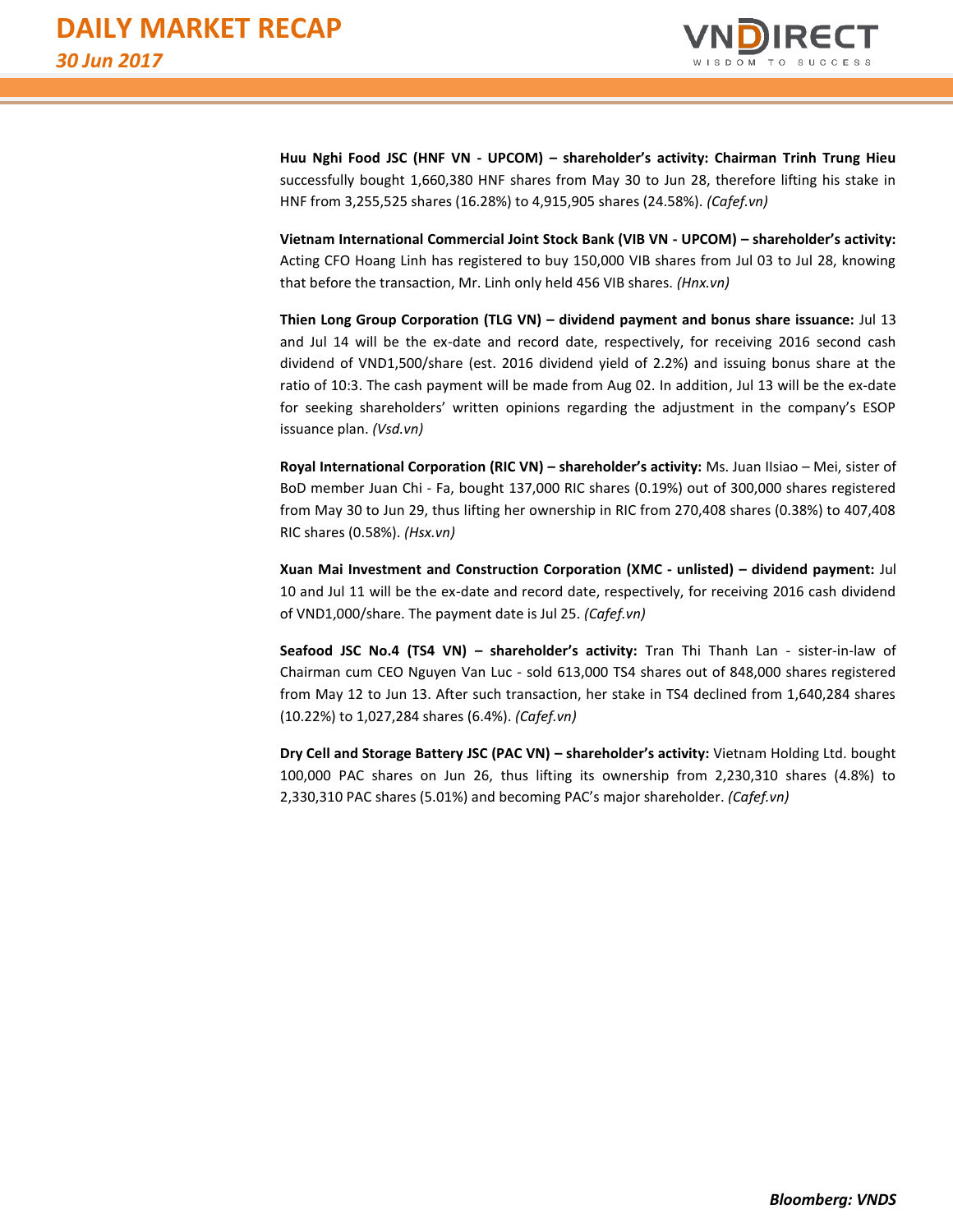**Huu Nghi Food JSC (HNF VN - UPCOM) – shareholder's activity: Chairman Trinh Trung Hieu** successfully bought 1,660,380 HNF shares from May 30 to Jun 28, therefore lifting his stake in HNF from 3,255,525 shares (16.28%) to 4,915,905 shares (24.58%). *(Cafef.vn)*

**Vietnam International Commercial Joint Stock Bank (VIB VN - UPCOM) – shareholder's activity:** Acting CFO Hoang Linh has registered to buy 150,000 VIB shares from Jul 03 to Jul 28, knowing that before the transaction, Mr. Linh only held 456 VIB shares. *(Hnx.vn)*

**Thien Long Group Corporation (TLG VN) – dividend payment and bonus share issuance:** Jul 13 and Jul 14 will be the ex-date and record date, respectively, for receiving 2016 second cash dividend of VND1,500/share (est. 2016 dividend yield of 2.2%) and issuing bonus share at the ratio of 10:3. The cash payment will be made from Aug 02. In addition, Jul 13 will be the ex-date for seeking shareholders' written opinions regarding the adjustment in the company's ESOP issuance plan. *(Vsd.vn)*

**Royal International Corporation (RIC VN) – shareholder's activity:** Ms. Juan IIsiao – Mei, sister of BoD member Juan Chi - Fa, bought 137,000 RIC shares (0.19%) out of 300,000 shares registered from May 30 to Jun 29, thus lifting her ownership in RIC from 270,408 shares (0.38%) to 407,408 RIC shares (0.58%). *(Hsx.vn)*

**Xuan Mai Investment and Construction Corporation (XMC - unlisted) – dividend payment:** Jul 10 and Jul 11 will be the ex-date and record date, respectively, for receiving 2016 cash dividend of VND1,000/share. The payment date is Jul 25. *(Cafef.vn)*

**Seafood JSC No.4 (TS4 VN) – shareholder's activity:** Tran Thi Thanh Lan - sister-in-law of Chairman cum CEO Nguyen Van Luc - sold 613,000 TS4 shares out of 848,000 shares registered from May 12 to Jun 13. After such transaction, her stake in TS4 declined from 1,640,284 shares (10.22%) to 1,027,284 shares (6.4%). *(Cafef.vn)*

**Dry Cell and Storage Battery JSC (PAC VN) – shareholder's activity:** Vietnam Holding Ltd. bought 100,000 PAC shares on Jun 26, thus lifting its ownership from 2,230,310 shares (4.8%) to 2,330,310 PAC shares (5.01%) and becoming PAC's major shareholder. *(Cafef.vn)*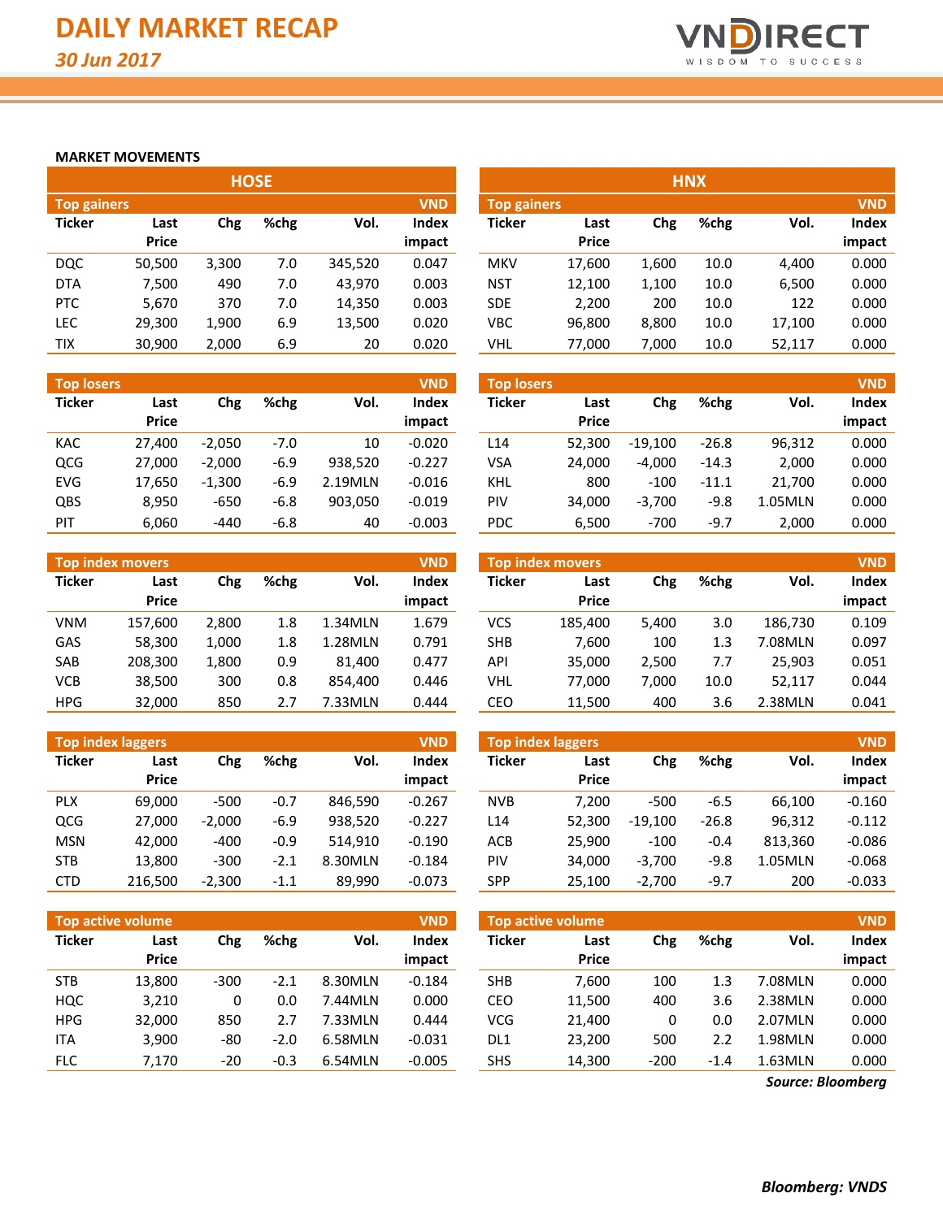# DAILY MARKET RECAP

*30 Jun 2017*

## MARKET MOVEMENTS

### HOSE

**Top gainers** (VND)

| Ticker | Last Price | Chg | %chg | Vol. | Index impact |
|---|---|---|---|---|---|
| DQC | 50,500 | 3,300 | 7.0 | 345,520 | 0.047 |
| DTA | 7,500 | 490 | 7.0 | 43,970 | 0.003 |
| PTC | 5,670 | 370 | 7.0 | 14,350 | 0.003 |
| LEC | 29,300 | 1,900 | 6.9 | 13,500 | 0.020 |
| TIX | 30,900 | 2,000 | 6.9 | 20 | 0.020 |

**Top losers** (VND)

| Ticker | Last Price | Chg | %chg | Vol. | Index impact |
|---|---|---|---|---|---|
| KAC | 27,400 | -2,050 | -7.0 | 10 | -0.020 |
| QCG | 27,000 | -2,000 | -6.9 | 938,520 | -0.227 |
| EVG | 17,650 | -1,300 | -6.9 | 2.19MLN | -0.016 |
| QBS | 8,950 | -650 | -6.8 | 903,050 | -0.019 |
| PIT | 6,060 | -440 | -6.8 | 40 | -0.003 |

**Top index movers** (VND)

| Ticker | Last Price | Chg | %chg | Vol. | Index impact |
|---|---|---|---|---|---|
| VNM | 157,600 | 2,800 | 1.8 | 1.34MLN | 1.679 |
| GAS | 58,300 | 1,000 | 1.8 | 1.28MLN | 0.791 |
| SAB | 208,300 | 1,800 | 0.9 | 81,400 | 0.477 |
| VCB | 38,500 | 300 | 0.8 | 854,400 | 0.446 |
| HPG | 32,000 | 850 | 2.7 | 7.33MLN | 0.444 |

**Top index laggers** (VND)

| Ticker | Last Price | Chg | %chg | Vol. | Index impact |
|---|---|---|---|---|---|
| PLX | 69,000 | -500 | -0.7 | 846,590 | -0.267 |
| QCG | 27,000 | -2,000 | -6.9 | 938,520 | -0.227 |
| MSN | 42,000 | -400 | -0.9 | 514,910 | -0.190 |
| STB | 13,800 | -300 | -2.1 | 8.30MLN | -0.184 |
| CTD | 216,500 | -2,300 | -1.1 | 89,990 | -0.073 |

**Top active volume** (VND)

| Ticker | Last Price | Chg | %chg | Vol. | Index impact |
|---|---|---|---|---|---|
| STB | 13,800 | -300 | -2.1 | 8.30MLN | -0.184 |
| HQC | 3,210 | 0 | 0.0 | 7.44MLN | 0.000 |
| HPG | 32,000 | 850 | 2.7 | 7.33MLN | 0.444 |
| ITA | 3,900 | -80 | -2.0 | 6.58MLN | -0.031 |
| FLC | 7,170 | -20 | -0.3 | 6.54MLN | -0.005 |

### HNX

**Top gainers** (VND)

| Ticker | Last Price | Chg | %chg | Vol. | Index impact |
|---|---|---|---|---|---|
| MKV | 17,600 | 1,600 | 10.0 | 4,400 | 0.000 |
| NST | 12,100 | 1,100 | 10.0 | 6,500 | 0.000 |
| SDE | 2,200 | 200 | 10.0 | 122 | 0.000 |
| VBC | 96,800 | 8,800 | 10.0 | 17,100 | 0.000 |
| VHL | 77,000 | 7,000 | 10.0 | 52,117 | 0.000 |

**Top losers** (VND)

| Ticker | Last Price | Chg | %chg | Vol. | Index impact |
|---|---|---|---|---|---|
| L14 | 52,300 | -19,100 | -26.8 | 96,312 | 0.000 |
| VSA | 24,000 | -4,000 | -14.3 | 2,000 | 0.000 |
| KHL | 800 | -100 | -11.1 | 21,700 | 0.000 |
| PIV | 34,000 | -3,700 | -9.8 | 1.05MLN | 0.000 |
| PDC | 6,500 | -700 | -9.7 | 2,000 | 0.000 |

**Top index movers** (VND)

| Ticker | Last Price | Chg | %chg | Vol. | Index impact |
|---|---|---|---|---|---|
| VCS | 185,400 | 5,400 | 3.0 | 186,730 | 0.109 |
| SHB | 7,600 | 100 | 1.3 | 7.08MLN | 0.097 |
| API | 35,000 | 2,500 | 7.7 | 25,903 | 0.051 |
| VHL | 77,000 | 7,000 | 10.0 | 52,117 | 0.044 |
| CEO | 11,500 | 400 | 3.6 | 2.38MLN | 0.041 |

**Top index laggers** (VND)

| Ticker | Last Price | Chg | %chg | Vol. | Index impact |
|---|---|---|---|---|---|
| NVB | 7,200 | -500 | -6.5 | 66,100 | -0.160 |
| L14 | 52,300 | -19,100 | -26.8 | 96,312 | -0.112 |
| ACB | 25,900 | -100 | -0.4 | 813,360 | -0.086 |
| PIV | 34,000 | -3,700 | -9.8 | 1.05MLN | -0.068 |
| SPP | 25,100 | -2,700 | -9.7 | 200 | -0.033 |

**Top active volume** (VND)

| Ticker | Last Price | Chg | %chg | Vol. | Index impact |
|---|---|---|---|---|---|
| SHB | 7,600 | 100 | 1.3 | 7.08MLN | 0.000 |
| CEO | 11,500 | 400 | 3.6 | 2.38MLN | 0.000 |
| VCG | 21,400 | 0 | 0.0 | 2.07MLN | 0.000 |
| DL1 | 23,200 | 500 | 2.2 | 1.98MLN | 0.000 |
| SHS | 14,300 | -200 | -1.4 | 1.63MLN | 0.000 |

*Source: Bloomberg*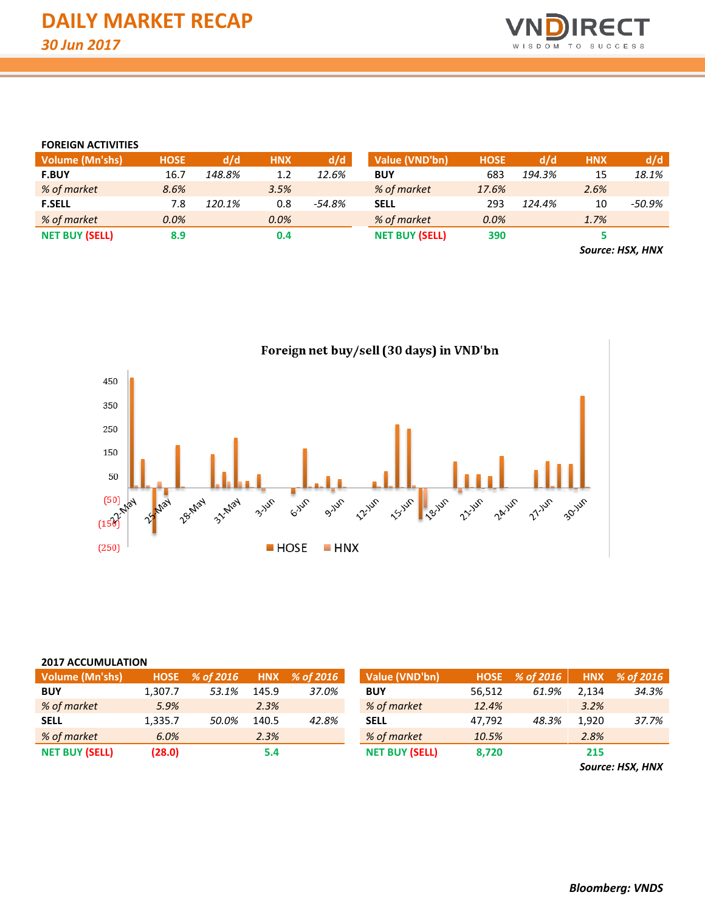# DAILY MARKET RECAP

*30 Jun 2017*

**FOREIGN ACTIVITIES**

| Volume (Mn'shs) | HOSE | d/d | HNX | d/d |
|---|---|---|---|---|
| **F.BUY** | 16.7 | *148.8%* | 1.2 | *12.6%* |
| *% of market* | *8.6%* | | *3.5%* | |
| **F.SELL** | 7.8 | *120.1%* | 0.8 | *-54.8%* |
| *% of market* | *0.0%* | | *0.0%* | |
| **NET BUY (SELL)** | **8.9** | | **0.4** | |

| Value (VND'bn) | HOSE | d/d | HNX | d/d |
|---|---|---|---|---|
| **BUY** | 683 | *194.3%* | 15 | *18.1%* |
| *% of market* | *17.6%* | | *2.6%* | |
| **SELL** | 293 | *124.4%* | 10 | *-50.9%* |
| *% of market* | *0.0%* | | *1.7%* | |
| **NET BUY (SELL)** | **390** | | **5** | |

***Source: HSX, HNX***

**Foreign net buy/sell (30 days) in VND'bn**

**2017 ACCUMULATION**

| Volume (Mn'shs) | HOSE | % of 2016 | HNX | % of 2016 |
|---|---|---|---|---|
| **BUY** | 1,307.7 | *53.1%* | 145.9 | *37.0%* |
| *% of market* | *5.9%* | | *2.3%* | |
| **SELL** | 1,335.7 | *50.0%* | 140.5 | *42.8%* |
| *% of market* | *6.0%* | | *2.3%* | |
| **NET BUY (SELL)** | **(28.0)** | | **5.4** | |

| Value (VND'bn) | HOSE | % of 2016 | HNX | % of 2016 |
|---|---|---|---|---|
| **BUY** | 56,512 | *61.9%* | 2,134 | *34.3%* |
| *% of market* | *12.4%* | | *3.2%* | |
| **SELL** | 47,792 | *48.3%* | 1,920 | *37.7%* |
| *% of market* | *10.5%* | | *2.8%* | |
| **NET BUY (SELL)** | **8,720** | | **215** | |

***Source: HSX, HNX***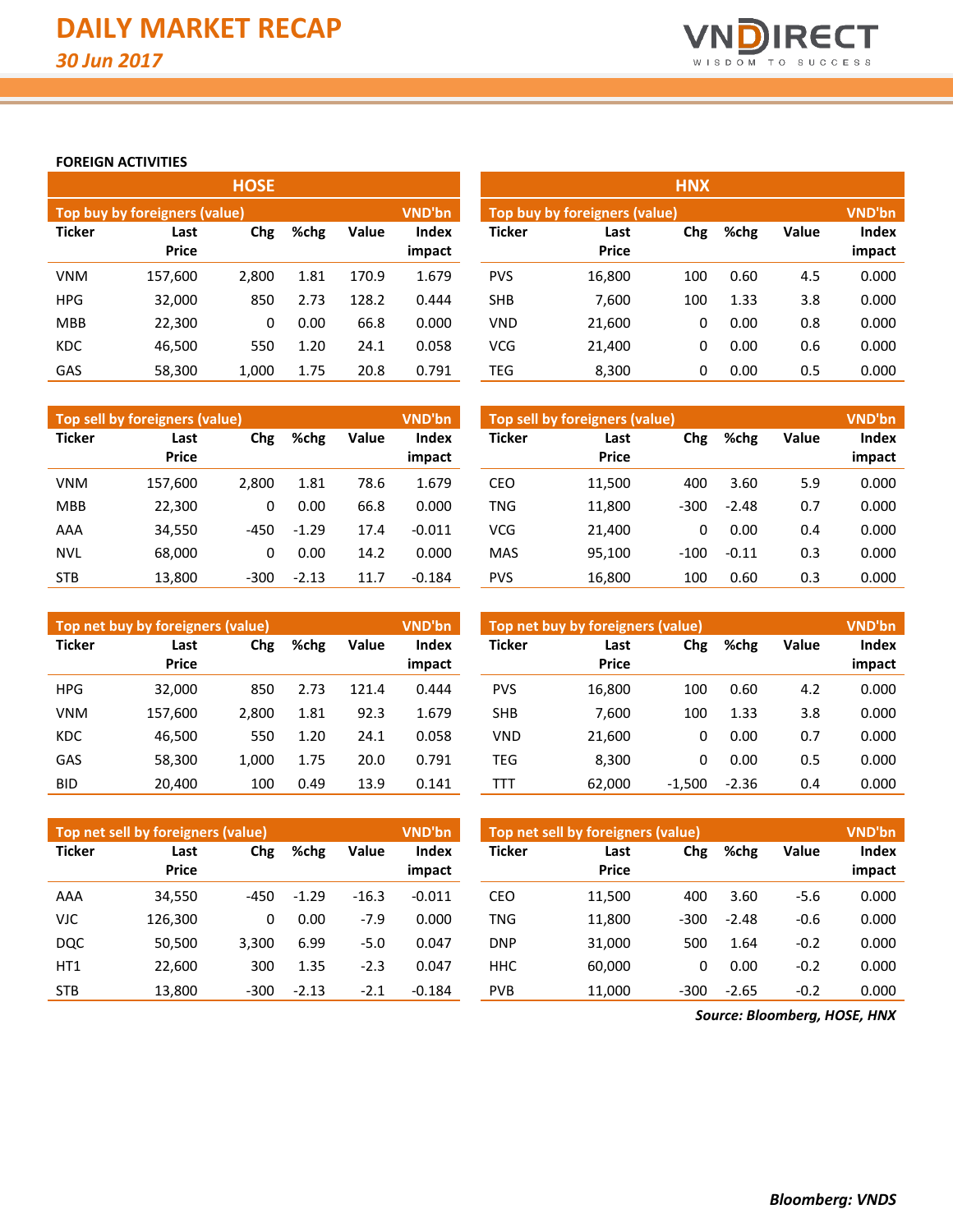# DAILY MARKET RECAP

*30 Jun 2017*

## FOREIGN ACTIVITIES

### HOSE

| Top buy by foreigners (value) | | | | | VND'bn |
|---|---|---|---|---|---|
| **Ticker** | **Last Price** | **Chg** | **%chg** | **Value** | **Index impact** |
| VNM | 157,600 | 2,800 | 1.81 | 170.9 | 1.679 |
| HPG | 32,000 | 850 | 2.73 | 128.2 | 0.444 |
| MBB | 22,300 | 0 | 0.00 | 66.8 | 0.000 |
| KDC | 46,500 | 550 | 1.20 | 24.1 | 0.058 |
| GAS | 58,300 | 1,000 | 1.75 | 20.8 | 0.791 |

| Top sell by foreigners (value) | | | | | VND'bn |
|---|---|---|---|---|---|
| **Ticker** | **Last Price** | **Chg** | **%chg** | **Value** | **Index impact** |
| VNM | 157,600 | 2,800 | 1.81 | 78.6 | 1.679 |
| MBB | 22,300 | 0 | 0.00 | 66.8 | 0.000 |
| AAA | 34,550 | -450 | -1.29 | 17.4 | -0.011 |
| NVL | 68,000 | 0 | 0.00 | 14.2 | 0.000 |
| STB | 13,800 | -300 | -2.13 | 11.7 | -0.184 |

| Top net buy by foreigners (value) | | | | | VND'bn |
|---|---|---|---|---|---|
| **Ticker** | **Last Price** | **Chg** | **%chg** | **Value** | **Index impact** |
| HPG | 32,000 | 850 | 2.73 | 121.4 | 0.444 |
| VNM | 157,600 | 2,800 | 1.81 | 92.3 | 1.679 |
| KDC | 46,500 | 550 | 1.20 | 24.1 | 0.058 |
| GAS | 58,300 | 1,000 | 1.75 | 20.0 | 0.791 |
| BID | 20,400 | 100 | 0.49 | 13.9 | 0.141 |

| Top net sell by foreigners (value) | | | | | VND'bn |
|---|---|---|---|---|---|
| **Ticker** | **Last Price** | **Chg** | **%chg** | **Value** | **Index impact** |
| AAA | 34,550 | -450 | -1.29 | -16.3 | -0.011 |
| VJC | 126,300 | 0 | 0.00 | -7.9 | 0.000 |
| DQC | 50,500 | 3,300 | 6.99 | -5.0 | 0.047 |
| HT1 | 22,600 | 300 | 1.35 | -2.3 | 0.047 |
| STB | 13,800 | -300 | -2.13 | -2.1 | -0.184 |

### HNX

| Top buy by foreigners (value) | | | | | VND'bn |
|---|---|---|---|---|---|
| **Ticker** | **Last Price** | **Chg** | **%chg** | **Value** | **Index impact** |
| PVS | 16,800 | 100 | 0.60 | 4.5 | 0.000 |
| SHB | 7,600 | 100 | 1.33 | 3.8 | 0.000 |
| VND | 21,600 | 0 | 0.00 | 0.8 | 0.000 |
| VCG | 21,400 | 0 | 0.00 | 0.6 | 0.000 |
| TEG | 8,300 | 0 | 0.00 | 0.5 | 0.000 |

| Top sell by foreigners (value) | | | | | VND'bn |
|---|---|---|---|---|---|
| **Ticker** | **Last Price** | **Chg** | **%chg** | **Value** | **Index impact** |
| CEO | 11,500 | 400 | 3.60 | 5.9 | 0.000 |
| TNG | 11,800 | -300 | -2.48 | 0.7 | 0.000 |
| VCG | 21,400 | 0 | 0.00 | 0.4 | 0.000 |
| MAS | 95,100 | -100 | -0.11 | 0.3 | 0.000 |
| PVS | 16,800 | 100 | 0.60 | 0.3 | 0.000 |

| Top net buy by foreigners (value) | | | | | VND'bn |
|---|---|---|---|---|---|
| **Ticker** | **Last Price** | **Chg** | **%chg** | **Value** | **Index impact** |
| PVS | 16,800 | 100 | 0.60 | 4.2 | 0.000 |
| SHB | 7,600 | 100 | 1.33 | 3.8 | 0.000 |
| VND | 21,600 | 0 | 0.00 | 0.7 | 0.000 |
| TEG | 8,300 | 0 | 0.00 | 0.5 | 0.000 |
| TTT | 62,000 | -1,500 | -2.36 | 0.4 | 0.000 |

| Top net sell by foreigners (value) | | | | | VND'bn |
|---|---|---|---|---|---|
| **Ticker** | **Last Price** | **Chg** | **%chg** | **Value** | **Index impact** |
| CEO | 11,500 | 400 | 3.60 | -5.6 | 0.000 |
| TNG | 11,800 | -300 | -2.48 | -0.6 | 0.000 |
| DNP | 31,000 | 500 | 1.64 | -0.2 | 0.000 |
| HHC | 60,000 | 0 | 0.00 | -0.2 | 0.000 |
| PVB | 11,000 | -300 | -2.65 | -0.2 | 0.000 |

***Source: Bloomberg, HOSE, HNX***

***Bloomberg: VNDS***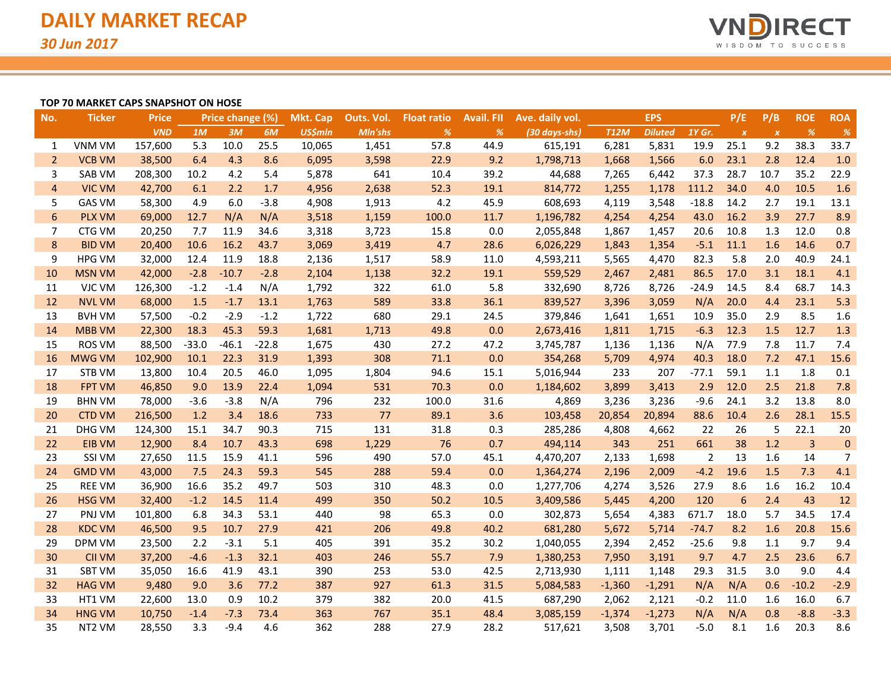# DAILY MARKET RECAP

*30 Jun 2017*

**TOP 70 MARKET CAPS SNAPSHOT ON HOSE**

| No. | Ticker | Price | Price change (%) | | | Mkt. Cap | Outs. Vol. | Float ratio | Avail. FII | Ave. daily vol. | EPS | | | P/E | P/B | ROE | ROA |
|---|---|---|---|---|---|---|---|---|---|---|---|---|---|---|---|---|---|
| | | *VND* | *1M* | *3M* | *6M* | *US$mln* | *Mln'shs* | *%* | *%* | *(30 days-shs)* | *T12M* | *Diluted* | *1Y Gr.* | *x* | *x* | *%* | *%* |
| 1 | VNM VM | 157,600 | 5.3 | 10.0 | 25.5 | 10,065 | 1,451 | 57.8 | 44.9 | 615,191 | 6,281 | 5,831 | 19.9 | 25.1 | 9.2 | 38.3 | 33.7 |
| 2 | VCB VM | 38,500 | 6.4 | 4.3 | 8.6 | 6,095 | 3,598 | 22.9 | 9.2 | 1,798,713 | 1,668 | 1,566 | 6.0 | 23.1 | 2.8 | 12.4 | 1.0 |
| 3 | SAB VM | 208,300 | 10.2 | 4.2 | 5.4 | 5,878 | 641 | 10.4 | 39.2 | 44,688 | 7,265 | 6,442 | 37.3 | 28.7 | 10.7 | 35.2 | 22.9 |
| 4 | VIC VM | 42,700 | 6.1 | 2.2 | 1.7 | 4,956 | 2,638 | 52.3 | 19.1 | 814,772 | 1,255 | 1,178 | 111.2 | 34.0 | 4.0 | 10.5 | 1.6 |
| 5 | GAS VM | 58,300 | 4.9 | 6.0 | -3.8 | 4,908 | 1,913 | 4.2 | 45.9 | 608,693 | 4,119 | 3,548 | -18.8 | 14.2 | 2.7 | 19.1 | 13.1 |
| 6 | PLX VM | 69,000 | 12.7 | N/A | N/A | 3,518 | 1,159 | 100.0 | 11.7 | 1,196,782 | 4,254 | 4,254 | 43.0 | 16.2 | 3.9 | 27.7 | 8.9 |
| 7 | CTG VM | 20,250 | 7.7 | 11.9 | 34.6 | 3,318 | 3,723 | 15.8 | 0.0 | 2,055,848 | 1,867 | 1,457 | 20.6 | 10.8 | 1.3 | 12.0 | 0.8 |
| 8 | BID VM | 20,400 | 10.6 | 16.2 | 43.7 | 3,069 | 3,419 | 4.7 | 28.6 | 6,026,229 | 1,843 | 1,354 | -5.1 | 11.1 | 1.6 | 14.6 | 0.7 |
| 9 | HPG VM | 32,000 | 12.4 | 11.9 | 18.8 | 2,136 | 1,517 | 58.9 | 11.0 | 4,593,211 | 5,565 | 4,470 | 82.3 | 5.8 | 2.0 | 40.9 | 24.1 |
| 10 | MSN VM | 42,000 | -2.8 | -10.7 | -2.8 | 2,104 | 1,138 | 32.2 | 19.1 | 559,529 | 2,467 | 2,481 | 86.5 | 17.0 | 3.1 | 18.1 | 4.1 |
| 11 | VJC VM | 126,300 | -1.2 | -1.4 | N/A | 1,792 | 322 | 61.0 | 5.8 | 332,690 | 8,726 | 8,726 | -24.9 | 14.5 | 8.4 | 68.7 | 14.3 |
| 12 | NVL VM | 68,000 | 1.5 | -1.7 | 13.1 | 1,763 | 589 | 33.8 | 36.1 | 839,527 | 3,396 | 3,059 | N/A | 20.0 | 4.4 | 23.1 | 5.3 |
| 13 | BVH VM | 57,500 | -0.2 | -2.9 | -1.2 | 1,722 | 680 | 29.1 | 24.5 | 379,846 | 1,641 | 1,651 | 10.9 | 35.0 | 2.9 | 8.5 | 1.6 |
| 14 | MBB VM | 22,300 | 18.3 | 45.3 | 59.3 | 1,681 | 1,713 | 49.8 | 0.0 | 2,673,416 | 1,811 | 1,715 | -6.3 | 12.3 | 1.5 | 12.7 | 1.3 |
| 15 | ROS VM | 88,500 | -33.0 | -46.1 | -22.8 | 1,675 | 430 | 27.2 | 47.2 | 3,745,787 | 1,136 | 1,136 | N/A | 77.9 | 7.8 | 11.7 | 7.4 |
| 16 | MWG VM | 102,900 | 10.1 | 22.3 | 31.9 | 1,393 | 308 | 71.1 | 0.0 | 354,268 | 5,709 | 4,974 | 40.3 | 18.0 | 7.2 | 47.1 | 15.6 |
| 17 | STB VM | 13,800 | 10.4 | 20.5 | 46.0 | 1,095 | 1,804 | 94.6 | 15.1 | 5,016,944 | 233 | 207 | -77.1 | 59.1 | 1.1 | 1.8 | 0.1 |
| 18 | FPT VM | 46,850 | 9.0 | 13.9 | 22.4 | 1,094 | 531 | 70.3 | 0.0 | 1,184,602 | 3,899 | 3,413 | 2.9 | 12.0 | 2.5 | 21.8 | 7.8 |
| 19 | BHN VM | 78,000 | -3.6 | -3.8 | N/A | 796 | 232 | 100.0 | 31.6 | 4,869 | 3,236 | 3,236 | -9.6 | 24.1 | 3.2 | 13.8 | 8.0 |
| 20 | CTD VM | 216,500 | 1.2 | 3.4 | 18.6 | 733 | 77 | 89.1 | 3.6 | 103,458 | 20,854 | 20,894 | 88.6 | 10.4 | 2.6 | 28.1 | 15.5 |
| 21 | DHG VM | 124,300 | 15.1 | 34.7 | 90.3 | 715 | 131 | 31.8 | 0.3 | 285,286 | 4,808 | 4,662 | 22 | 26 | 5 | 22.1 | 20 |
| 22 | EIB VM | 12,900 | 8.4 | 10.7 | 43.3 | 698 | 1,229 | 76 | 0.7 | 494,114 | 343 | 251 | 661 | 38 | 1.2 | 3 | 0 |
| 23 | SSI VM | 27,650 | 11.5 | 15.9 | 41.1 | 596 | 490 | 57.0 | 45.1 | 4,470,207 | 2,133 | 1,698 | 2 | 13 | 1.6 | 14 | 7 |
| 24 | GMD VM | 43,000 | 7.5 | 24.3 | 59.3 | 545 | 288 | 59.4 | 0.0 | 1,364,274 | 2,196 | 2,009 | -4.2 | 19.6 | 1.5 | 7.3 | 4.1 |
| 25 | REE VM | 36,900 | 16.6 | 35.2 | 49.7 | 503 | 310 | 48.3 | 0.0 | 1,277,706 | 4,274 | 3,526 | 27.9 | 8.6 | 1.6 | 16.2 | 10.4 |
| 26 | HSG VM | 32,400 | -1.2 | 14.5 | 11.4 | 499 | 350 | 50.2 | 10.5 | 3,409,586 | 5,445 | 4,200 | 120 | 6 | 2.4 | 43 | 12 |
| 27 | PNJ VM | 101,800 | 6.8 | 34.3 | 53.1 | 440 | 98 | 65.3 | 0.0 | 302,873 | 5,654 | 4,383 | 671.7 | 18.0 | 5.7 | 34.5 | 17.4 |
| 28 | KDC VM | 46,500 | 9.5 | 10.7 | 27.9 | 421 | 206 | 49.8 | 40.2 | 681,280 | 5,672 | 5,714 | -74.7 | 8.2 | 1.6 | 20.8 | 15.6 |
| 29 | DPM VM | 23,500 | 2.2 | -3.1 | 5.1 | 405 | 391 | 35.2 | 30.2 | 1,040,055 | 2,394 | 2,452 | -25.6 | 9.8 | 1.1 | 9.7 | 9.4 |
| 30 | CII VM | 37,200 | -4.6 | -1.3 | 32.1 | 403 | 246 | 55.7 | 7.9 | 1,380,253 | 7,950 | 3,191 | 9.7 | 4.7 | 2.5 | 23.6 | 6.7 |
| 31 | SBT VM | 35,050 | 16.6 | 41.9 | 43.1 | 390 | 253 | 53.0 | 42.5 | 2,713,930 | 1,111 | 1,148 | 29.3 | 31.5 | 3.0 | 9.0 | 4.4 |
| 32 | HAG VM | 9,480 | 9.0 | 3.6 | 77.2 | 387 | 927 | 61.3 | 31.5 | 5,084,583 | -1,360 | -1,291 | N/A | N/A | 0.6 | -10.2 | -2.9 |
| 33 | HT1 VM | 22,600 | 13.0 | 0.9 | 10.2 | 379 | 382 | 20.0 | 41.5 | 687,290 | 2,062 | 2,121 | -0.2 | 11.0 | 1.6 | 16.0 | 6.7 |
| 34 | HNG VM | 10,750 | -1.4 | -7.3 | 73.4 | 363 | 767 | 35.1 | 48.4 | 3,085,159 | -1,374 | -1,273 | N/A | N/A | 0.8 | -8.8 | -3.3 |
| 35 | NT2 VM | 28,550 | 3.3 | -9.4 | 4.6 | 362 | 288 | 27.9 | 28.2 | 517,621 | 3,508 | 3,701 | -5.0 | 8.1 | 1.6 | 20.3 | 8.6 |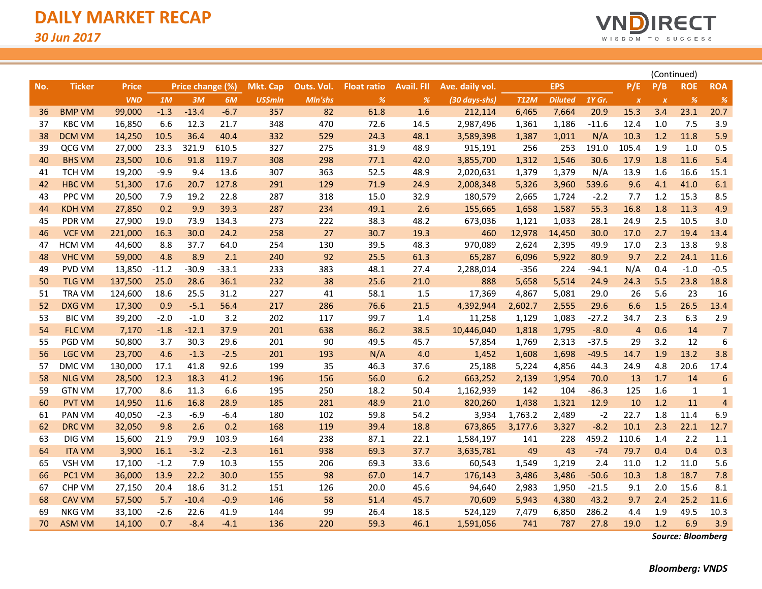# DAILY MARKET RECAP

*30 Jun 2017*

(Continued)

| No. | Ticker | Price | Price change (%) | | | Mkt. Cap | Outs. Vol. | Float ratio | Avail. FII | Ave. daily vol. | EPS | | | P/E | P/B | ROE | ROA |
|---|---|---|---|---|---|---|---|---|---|---|---|---|---|---|---|---|---|
| | | *VND* | *1M* | *3M* | *6M* | *US$mln* | *Mln'shs* | *%* | *%* | *(30 days-shs)* | *T12M* | *Diluted* | *1Y Gr.* | *x* | *x* | *%* | *%* |
| 36 | BMP VM | 99,000 | -1.3 | -13.4 | -6.7 | 357 | 82 | 61.8 | 1.6 | 212,114 | 6,465 | 7,664 | 20.9 | 15.3 | 3.4 | 23.1 | 20.7 |
| 37 | KBC VM | 16,850 | 6.6 | 12.3 | 21.7 | 348 | 470 | 72.6 | 14.5 | 2,987,496 | 1,361 | 1,186 | -11.6 | 12.4 | 1.0 | 7.5 | 3.9 |
| 38 | DCM VM | 14,250 | 10.5 | 36.4 | 40.4 | 332 | 529 | 24.3 | 48.1 | 3,589,398 | 1,387 | 1,011 | N/A | 10.3 | 1.2 | 11.8 | 5.9 |
| 39 | QCG VM | 27,000 | 23.3 | 321.9 | 610.5 | 327 | 275 | 31.9 | 48.9 | 915,191 | 256 | 253 | 191.0 | 105.4 | 1.9 | 1.0 | 0.5 |
| 40 | BHS VM | 23,500 | 10.6 | 91.8 | 119.7 | 308 | 298 | 77.1 | 42.0 | 3,855,700 | 1,312 | 1,546 | 30.6 | 17.9 | 1.8 | 11.6 | 5.4 |
| 41 | TCH VM | 19,200 | -9.9 | 9.4 | 13.6 | 307 | 363 | 52.5 | 48.9 | 2,020,631 | 1,379 | 1,379 | N/A | 13.9 | 1.6 | 16.6 | 15.1 |
| 42 | HBC VM | 51,300 | 17.6 | 20.7 | 127.8 | 291 | 129 | 71.9 | 24.9 | 2,008,348 | 5,326 | 3,960 | 539.6 | 9.6 | 4.1 | 41.0 | 6.1 |
| 43 | PPC VM | 20,500 | 7.9 | 19.2 | 22.8 | 287 | 318 | 15.0 | 32.9 | 180,579 | 2,665 | 1,724 | -2.2 | 7.7 | 1.2 | 15.3 | 8.5 |
| 44 | KDH VM | 27,850 | 0.2 | 9.9 | 39.3 | 287 | 234 | 49.1 | 2.6 | 155,665 | 1,658 | 1,587 | 55.3 | 16.8 | 1.8 | 11.3 | 4.9 |
| 45 | PDR VM | 27,900 | 19.0 | 73.9 | 134.3 | 273 | 222 | 38.3 | 48.2 | 673,036 | 1,121 | 1,033 | 28.1 | 24.9 | 2.5 | 10.5 | 3.0 |
| 46 | VCF VM | 221,000 | 16.3 | 30.0 | 24.2 | 258 | 27 | 30.7 | 19.3 | 460 | 12,978 | 14,450 | 30.0 | 17.0 | 2.7 | 19.4 | 13.4 |
| 47 | HCM VM | 44,600 | 8.8 | 37.7 | 64.0 | 254 | 130 | 39.5 | 48.3 | 970,089 | 2,624 | 2,395 | 49.9 | 17.0 | 2.3 | 13.8 | 9.8 |
| 48 | VHC VM | 59,000 | 4.8 | 8.9 | 2.1 | 240 | 92 | 25.5 | 61.3 | 65,287 | 6,096 | 5,922 | 80.9 | 9.7 | 2.2 | 24.1 | 11.6 |
| 49 | PVD VM | 13,850 | -11.2 | -30.9 | -33.1 | 233 | 383 | 48.1 | 27.4 | 2,288,014 | -356 | 224 | -94.1 | N/A | 0.4 | -1.0 | -0.5 |
| 50 | TLG VM | 137,500 | 25.0 | 28.6 | 36.1 | 232 | 38 | 25.6 | 21.0 | 888 | 5,658 | 5,514 | 24.9 | 24.3 | 5.5 | 23.8 | 18.8 |
| 51 | TRA VM | 124,600 | 18.6 | 25.5 | 31.2 | 227 | 41 | 58.1 | 1.5 | 17,369 | 4,867 | 5,081 | 29.0 | 26 | 5.6 | 23 | 16 |
| 52 | DXG VM | 17,300 | 0.9 | -5.1 | 56.4 | 217 | 286 | 76.6 | 21.5 | 4,392,944 | 2,602.7 | 2,555 | 29.6 | 6.6 | 1.5 | 26.5 | 13.4 |
| 53 | BIC VM | 39,200 | -2.0 | -1.0 | 3.2 | 202 | 117 | 99.7 | 1.4 | 11,258 | 1,129 | 1,083 | -27.2 | 34.7 | 2.3 | 6.3 | 2.9 |
| 54 | FLC VM | 7,170 | -1.8 | -12.1 | 37.9 | 201 | 638 | 86.2 | 38.5 | 10,446,040 | 1,818 | 1,795 | -8.0 | 4 | 0.6 | 14 | 7 |
| 55 | PGD VM | 50,800 | 3.7 | 30.3 | 29.6 | 201 | 90 | 49.5 | 45.7 | 57,854 | 1,769 | 2,313 | -37.5 | 29 | 3.2 | 12 | 6 |
| 56 | LGC VM | 23,700 | 4.6 | -1.3 | -2.5 | 201 | 193 | N/A | 4.0 | 1,452 | 1,608 | 1,698 | -49.5 | 14.7 | 1.9 | 13.2 | 3.8 |
| 57 | DMC VM | 130,000 | 17.1 | 41.8 | 92.6 | 199 | 35 | 46.3 | 37.6 | 25,188 | 5,224 | 4,856 | 44.3 | 24.9 | 4.8 | 20.6 | 17.4 |
| 58 | NLG VM | 28,500 | 12.3 | 18.3 | 41.2 | 196 | 156 | 56.0 | 6.2 | 663,252 | 2,139 | 1,954 | 70.0 | 13 | 1.7 | 14 | 6 |
| 59 | GTN VM | 17,700 | 8.6 | 11.3 | 6.6 | 195 | 250 | 18.2 | 50.4 | 1,162,939 | 142 | 104 | -86.3 | 125 | 1.6 | 1 | 1 |
| 60 | PVT VM | 14,950 | 11.6 | 16.8 | 28.9 | 185 | 281 | 48.9 | 21.0 | 820,260 | 1,438 | 1,321 | 12.9 | 10 | 1.2 | 11 | 4 |
| 61 | PAN VM | 40,050 | -2.3 | -6.9 | -6.4 | 180 | 102 | 59.8 | 54.2 | 3,934 | 1,763.2 | 2,489 | -2 | 22.7 | 1.8 | 11.4 | 6.9 |
| 62 | DRC VM | 32,050 | 9.8 | 2.6 | 0.2 | 168 | 119 | 39.4 | 18.8 | 673,865 | 3,177.6 | 3,327 | -8.2 | 10.1 | 2.3 | 22.1 | 12.7 |
| 63 | DIG VM | 15,600 | 21.9 | 79.9 | 103.9 | 164 | 238 | 87.1 | 22.1 | 1,584,197 | 141 | 228 | 459.2 | 110.6 | 1.4 | 2.2 | 1.1 |
| 64 | ITA VM | 3,900 | 16.1 | -3.2 | -2.3 | 161 | 938 | 69.3 | 37.7 | 3,635,781 | 49 | 43 | -74 | 79.7 | 0.4 | 0.4 | 0.3 |
| 65 | VSH VM | 17,100 | -1.2 | 7.9 | 10.3 | 155 | 206 | 69.3 | 33.6 | 60,543 | 1,549 | 1,219 | 2.4 | 11.0 | 1.2 | 11.0 | 5.6 |
| 66 | PC1 VM | 36,000 | 13.9 | 22.2 | 30.0 | 155 | 98 | 67.0 | 14.7 | 176,143 | 3,486 | 3,486 | -50.6 | 10.3 | 1.8 | 18.7 | 7.8 |
| 67 | CHP VM | 27,150 | 20.4 | 18.6 | 31.2 | 151 | 126 | 20.0 | 45.6 | 94,640 | 2,983 | 1,950 | -21.5 | 9.1 | 2.0 | 15.6 | 8.1 |
| 68 | CAV VM | 57,500 | 5.7 | -10.4 | -0.9 | 146 | 58 | 51.4 | 45.7 | 70,609 | 5,943 | 4,380 | 43.2 | 9.7 | 2.4 | 25.2 | 11.6 |
| 69 | NKG VM | 33,100 | -2.6 | 22.6 | 41.9 | 144 | 99 | 26.4 | 18.5 | 524,129 | 7,479 | 6,850 | 286.2 | 4.4 | 1.9 | 49.5 | 10.3 |
| 70 | ASM VM | 14,100 | 0.7 | -8.4 | -4.1 | 136 | 220 | 59.3 | 46.1 | 1,591,056 | 741 | 787 | 27.8 | 19.0 | 1.2 | 6.9 | 3.9 |

***Source: Bloomberg***

***Bloomberg: VNDS***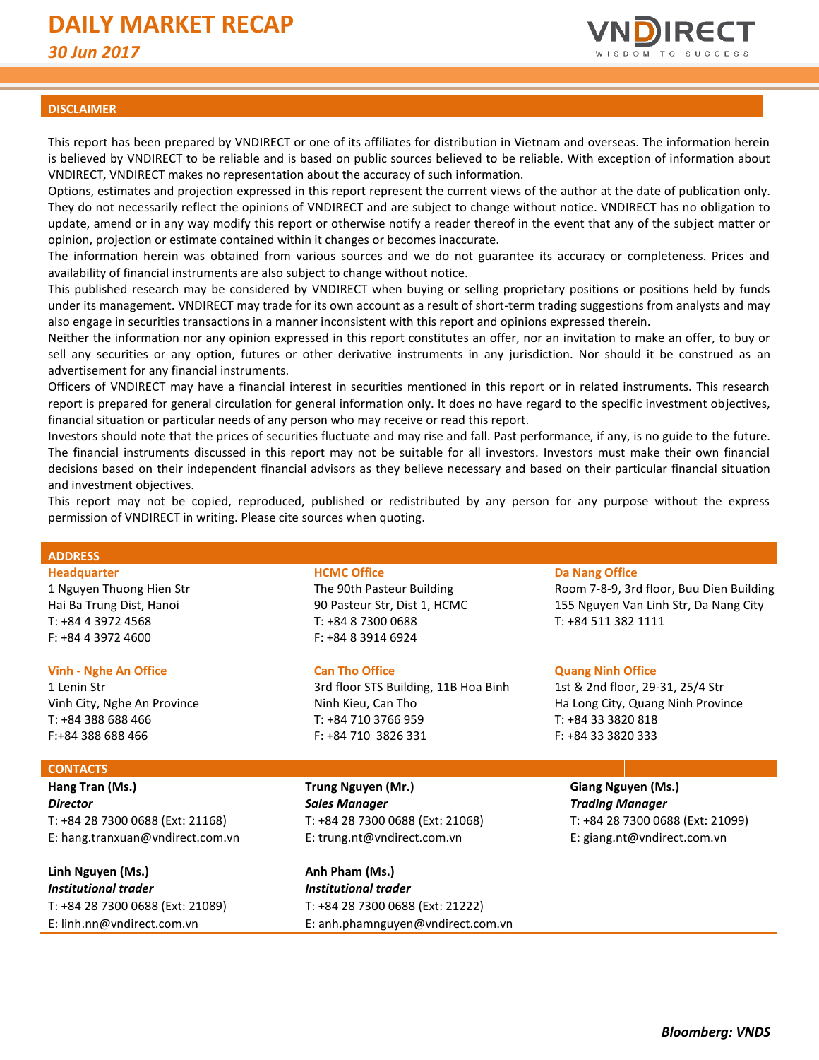# DAILY MARKET RECAP

*30 Jun 2017*

## DISCLAIMER

This report has been prepared by VNDIRECT or one of its affiliates for distribution in Vietnam and overseas. The information herein is believed by VNDIRECT to be reliable and is based on public sources believed to be reliable. With exception of information about VNDIRECT, VNDIRECT makes no representation about the accuracy of such information.

Options, estimates and projection expressed in this report represent the current views of the author at the date of publication only. They do not necessarily reflect the opinions of VNDIRECT and are subject to change without notice. VNDIRECT has no obligation to update, amend or in any way modify this report or otherwise notify a reader thereof in the event that any of the subject matter or opinion, projection or estimate contained within it changes or becomes inaccurate.

The information herein was obtained from various sources and we do not guarantee its accuracy or completeness. Prices and availability of financial instruments are also subject to change without notice.

This published research may be considered by VNDIRECT when buying or selling proprietary positions or positions held by funds under its management. VNDIRECT may trade for its own account as a result of short-term trading suggestions from analysts and may also engage in securities transactions in a manner inconsistent with this report and opinions expressed therein.

Neither the information nor any opinion expressed in this report constitutes an offer, nor an invitation to make an offer, to buy or sell any securities or any option, futures or other derivative instruments in any jurisdiction. Nor should it be construed as an advertisement for any financial instruments.

Officers of VNDIRECT may have a financial interest in securities mentioned in this report or in related instruments. This research report is prepared for general circulation for general information only. It does no have regard to the specific investment objectives, financial situation or particular needs of any person who may receive or read this report.

Investors should note that the prices of securities fluctuate and may rise and fall. Past performance, if any, is no guide to the future. The financial instruments discussed in this report may not be suitable for all investors. Investors must make their own financial decisions based on their independent financial advisors as they believe necessary and based on their particular financial situation and investment objectives.

This report may not be copied, reproduced, published or redistributed by any person for any purpose without the express permission of VNDIRECT in writing. Please cite sources when quoting.

## ADDRESS

**Headquarter**
1 Nguyen Thuong Hien Str
Hai Ba Trung Dist, Hanoi
T: +84 4 3972 4568
F: +84 4 3972 4600

**HCMC Office**
The 90th Pasteur Building
90 Pasteur Str, Dist 1, HCMC
T: +84 8 7300 0688
F: +84 8 3914 6924

**Da Nang Office**
Room 7-8-9, 3rd floor, Buu Dien Building
155 Nguyen Van Linh Str, Da Nang City
T: +84 511 382 1111

**Vinh - Nghe An Office**
1 Lenin Str
Vinh City, Nghe An Province
T: +84 388 688 466
F:+84 388 688 466

**Can Tho Office**
3rd floor STS Building, 11B Hoa Binh
Ninh Kieu, Can Tho
T: +84 710 3766 959
F: +84 710 3826 331

**Quang Ninh Office**
1st & 2nd floor, 29-31, 25/4 Str
Ha Long City, Quang Ninh Province
T: +84 33 3820 818
F: +84 33 3820 333

## CONTACTS

**Hang Tran (Ms.)**
*Director*
T: +84 28 7300 0688 (Ext: 21168)
E: hang.tranxuan@vndirect.com.vn

**Trung Nguyen (Mr.)**
*Sales Manager*
T: +84 28 7300 0688 (Ext: 21068)
E: trung.nt@vndirect.com.vn

**Giang Nguyen (Ms.)**
*Trading Manager*
T: +84 28 7300 0688 (Ext: 21099)
E: giang.nt@vndirect.com.vn

**Linh Nguyen (Ms.)**
*Institutional trader*
T: +84 28 7300 0688 (Ext: 21089)
E: linh.nn@vndirect.com.vn

**Anh Pham (Ms.)**
*Institutional trader*
T: +84 28 7300 0688 (Ext: 21222)
E: anh.phamnguyen@vndirect.com.vn

***Bloomberg: VNDS***